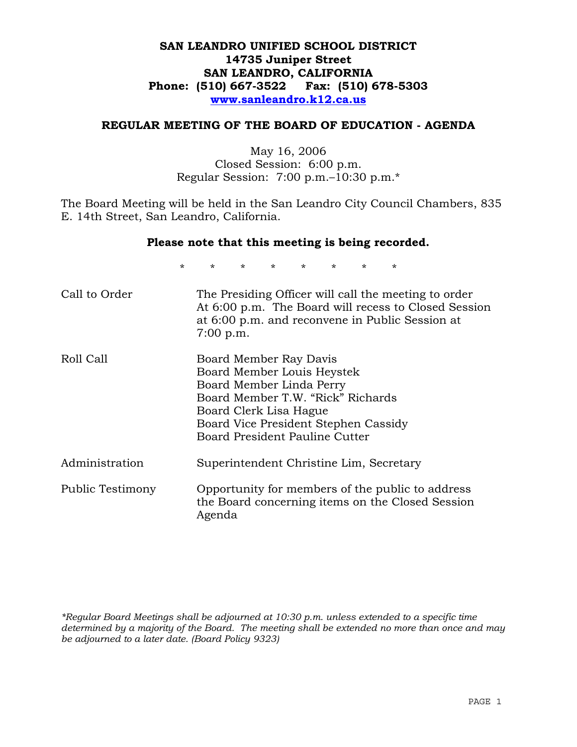# SAN LEANDRO UNIFIED SCHOOL DISTRICT
**14735 Juniper Street**
**SAN LEANDRO, CALIFORNIA**
**Phone: (510) 667-3522 Fax: (510) 678-5303**
**www.sanleandro.k12.ca.us**

## REGULAR MEETING OF THE BOARD OF EDUCATION - AGENDA

May 16, 2006
Closed Session: 6:00 p.m.
Regular Session: 7:00 p.m.–10:30 p.m.*

The Board Meeting will be held in the San Leandro City Council Chambers, 835 E. 14th Street, San Leandro, California.

**Please note that this meeting is being recorded.**

\* \* \* \* \* \* \* \*

| | |
|---|---|
| Call to Order | The Presiding Officer will call the meeting to order At 6:00 p.m. The Board will recess to Closed Session at 6:00 p.m. and reconvene in Public Session at 7:00 p.m. |
| Roll Call | Board Member Ray Davis<br>Board Member Louis Heystek<br>Board Member Linda Perry<br>Board Member T.W. "Rick" Richards<br>Board Clerk Lisa Hague<br>Board Vice President Stephen Cassidy<br>Board President Pauline Cutter |
| Administration | Superintendent Christine Lim, Secretary |
| Public Testimony | Opportunity for members of the public to address the Board concerning items on the Closed Session Agenda |

*\*Regular Board Meetings shall be adjourned at 10:30 p.m. unless extended to a specific time determined by a majority of the Board. The meeting shall be extended no more than once and may be adjourned to a later date. (Board Policy 9323)*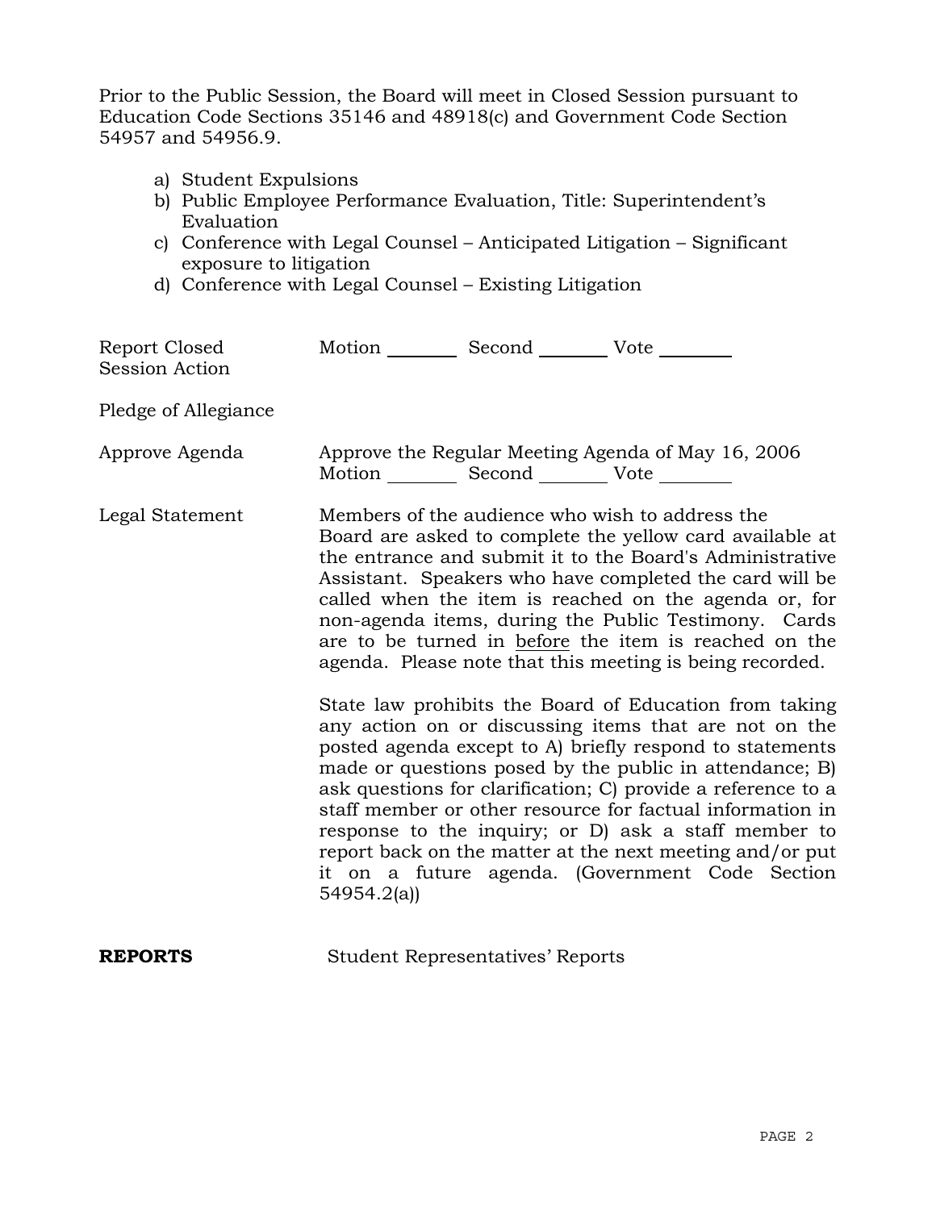Prior to the Public Session, the Board will meet in Closed Session pursuant to Education Code Sections 35146 and 48918(c) and Government Code Section 54957 and 54956.9.

a) Student Expulsions
b) Public Employee Performance Evaluation, Title: Superintendent's Evaluation
c) Conference with Legal Counsel – Anticipated Litigation – Significant exposure to litigation
d) Conference with Legal Counsel – Existing Litigation

Report Closed Session Action — Motion ________ Second ________ Vote ________

Pledge of Allegiance

Approve Agenda — Approve the Regular Meeting Agenda of May 16, 2006
Motion ________ Second ________ Vote ________

Legal Statement — Members of the audience who wish to address the Board are asked to complete the yellow card available at the entrance and submit it to the Board's Administrative Assistant. Speakers who have completed the card will be called when the item is reached on the agenda or, for non-agenda items, during the Public Testimony. Cards are to be turned in before the item is reached on the agenda. Please note that this meeting is being recorded.

State law prohibits the Board of Education from taking any action on or discussing items that are not on the posted agenda except to A) briefly respond to statements made or questions posed by the public in attendance; B) ask questions for clarification; C) provide a reference to a staff member or other resource for factual information in response to the inquiry; or D) ask a staff member to report back on the matter at the next meeting and/or put it on a future agenda. (Government Code Section 54954.2(a))

**REPORTS** — Student Representatives' Reports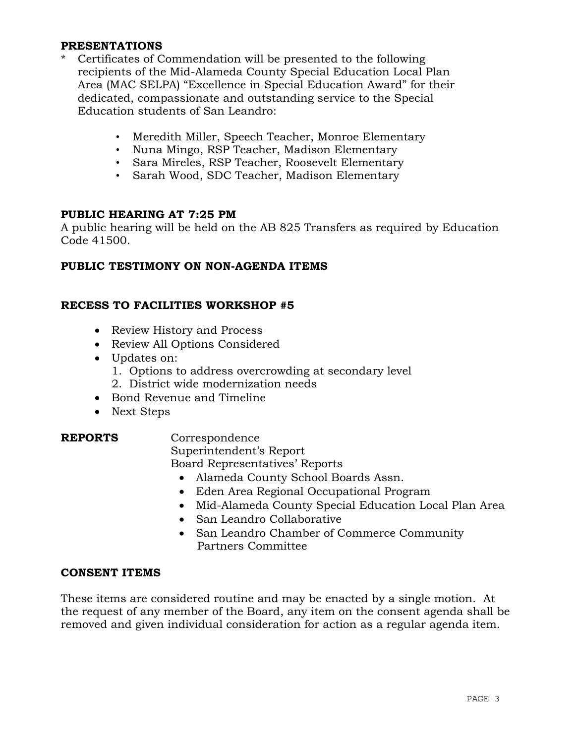## PRESENTATIONS

* Certificates of Commendation will be presented to the following recipients of the Mid-Alameda County Special Education Local Plan Area (MAC SELPA) "Excellence in Special Education Award" for their dedicated, compassionate and outstanding service to the Special Education students of San Leandro:

  - Meredith Miller, Speech Teacher, Monroe Elementary
  - Nuna Mingo, RSP Teacher, Madison Elementary
  - Sara Mireles, RSP Teacher, Roosevelt Elementary
  - Sarah Wood, SDC Teacher, Madison Elementary

## PUBLIC HEARING AT 7:25 PM

A public hearing will be held on the AB 825 Transfers as required by Education Code 41500.

## PUBLIC TESTIMONY ON NON-AGENDA ITEMS

## RECESS TO FACILITIES WORKSHOP #5

- Review History and Process
- Review All Options Considered
- Updates on:
  1. Options to address overcrowding at secondary level
  2. District wide modernization needs
- Bond Revenue and Timeline
- Next Steps

## REPORTS

Correspondence
Superintendent's Report
Board Representatives' Reports

- Alameda County School Boards Assn.
- Eden Area Regional Occupational Program
- Mid-Alameda County Special Education Local Plan Area
- San Leandro Collaborative
- San Leandro Chamber of Commerce Community Partners Committee

## CONSENT ITEMS

These items are considered routine and may be enacted by a single motion. At the request of any member of the Board, any item on the consent agenda shall be removed and given individual consideration for action as a regular agenda item.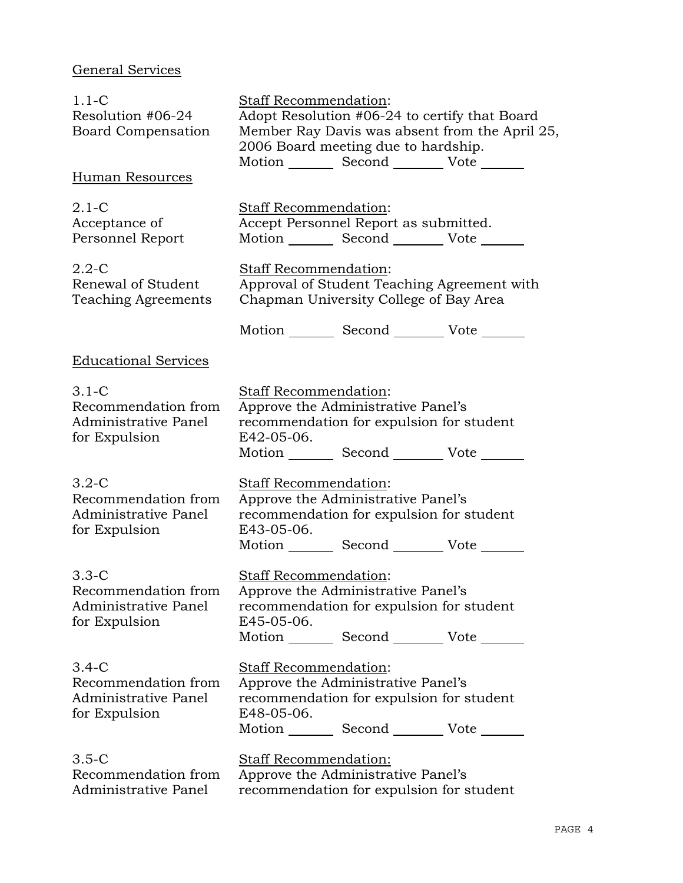General Services

1.1-C
Resolution #06-24
Board Compensation

Staff Recommendation:
Adopt Resolution #06-24 to certify that Board Member Ray Davis was absent from the April 25, 2006 Board meeting due to hardship.
Motion _______ Second _______ Vote _______

Human Resources

2.1-C
Acceptance of Personnel Report

Staff Recommendation:
Accept Personnel Report as submitted.
Motion _______ Second _______ Vote _______

2.2-C
Renewal of Student Teaching Agreements

Staff Recommendation:
Approval of Student Teaching Agreement with Chapman University College of Bay Area

Motion _______ Second _______ Vote _______

Educational Services

3.1-C
Recommendation from Administrative Panel for Expulsion

Staff Recommendation:
Approve the Administrative Panel's recommendation for expulsion for student E42-05-06.
Motion _______ Second _______ Vote _______

3.2-C
Recommendation from Administrative Panel for Expulsion

Staff Recommendation:
Approve the Administrative Panel's recommendation for expulsion for student E43-05-06.
Motion _______ Second _______ Vote _______

3.3-C
Recommendation from Administrative Panel for Expulsion

Staff Recommendation:
Approve the Administrative Panel's recommendation for expulsion for student E45-05-06.
Motion _______ Second _______ Vote _______

3.4-C
Recommendation from Administrative Panel for Expulsion

Staff Recommendation:
Approve the Administrative Panel's recommendation for expulsion for student E48-05-06.
Motion _______ Second _______ Vote _______

3.5-C
Recommendation from Administrative Panel

Staff Recommendation:
Approve the Administrative Panel's recommendation for expulsion for student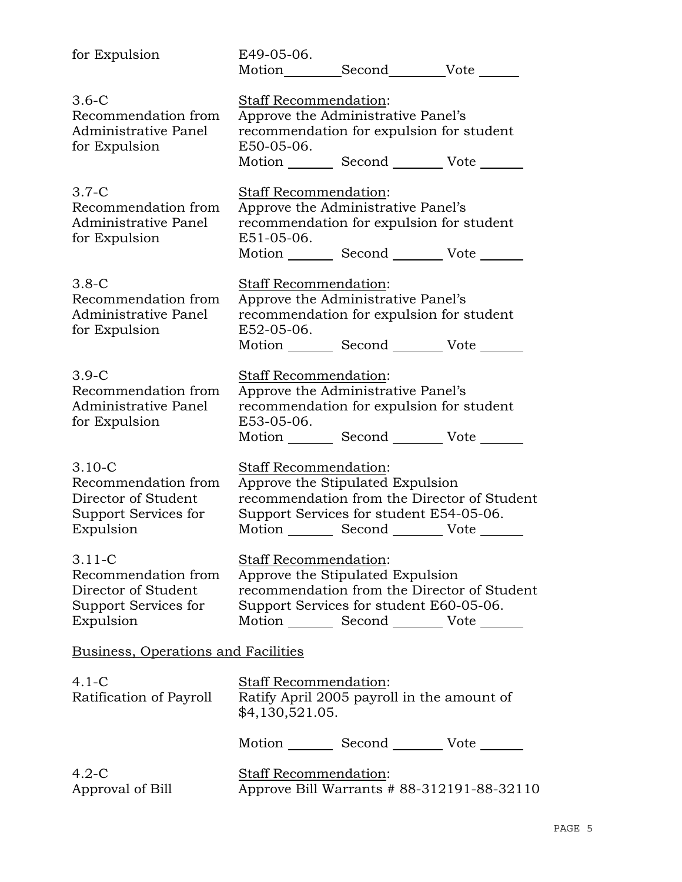| | |
|---|---|
| for Expulsion | E49-05-06.<br>Motion________Second________Vote ______ |
| 3.6-C<br>Recommendation from Administrative Panel for Expulsion | Staff Recommendation:<br>Approve the Administrative Panel's recommendation for expulsion for student E50-05-06.<br>Motion _______ Second _______ Vote ______ |
| 3.7-C<br>Recommendation from Administrative Panel for Expulsion | Staff Recommendation:<br>Approve the Administrative Panel's recommendation for expulsion for student E51-05-06.<br>Motion _______ Second _______ Vote ______ |
| 3.8-C<br>Recommendation from Administrative Panel for Expulsion | Staff Recommendation:<br>Approve the Administrative Panel's recommendation for expulsion for student E52-05-06.<br>Motion _______ Second _______ Vote ______ |
| 3.9-C<br>Recommendation from Administrative Panel for Expulsion | Staff Recommendation:<br>Approve the Administrative Panel's recommendation for expulsion for student E53-05-06.<br>Motion _______ Second _______ Vote ______ |
| 3.10-C<br>Recommendation from Director of Student Support Services for Expulsion | Staff Recommendation:<br>Approve the Stipulated Expulsion recommendation from the Director of Student Support Services for student E54-05-06.<br>Motion _______ Second _______ Vote ______ |
| 3.11-C<br>Recommendation from Director of Student Support Services for Expulsion | Staff Recommendation:<br>Approve the Stipulated Expulsion recommendation from the Director of Student Support Services for student E60-05-06.<br>Motion _______ Second _______ Vote ______ |

## Business, Operations and Facilities

| | |
|---|---|
| 4.1-C<br>Ratification of Payroll | Staff Recommendation:<br>Ratify April 2005 payroll in the amount of $4,130,521.05.<br><br>Motion _______ Second _______ Vote ______ |
| 4.2-C<br>Approval of Bill | Staff Recommendation:<br>Approve Bill Warrants # 88-312191-88-32110 |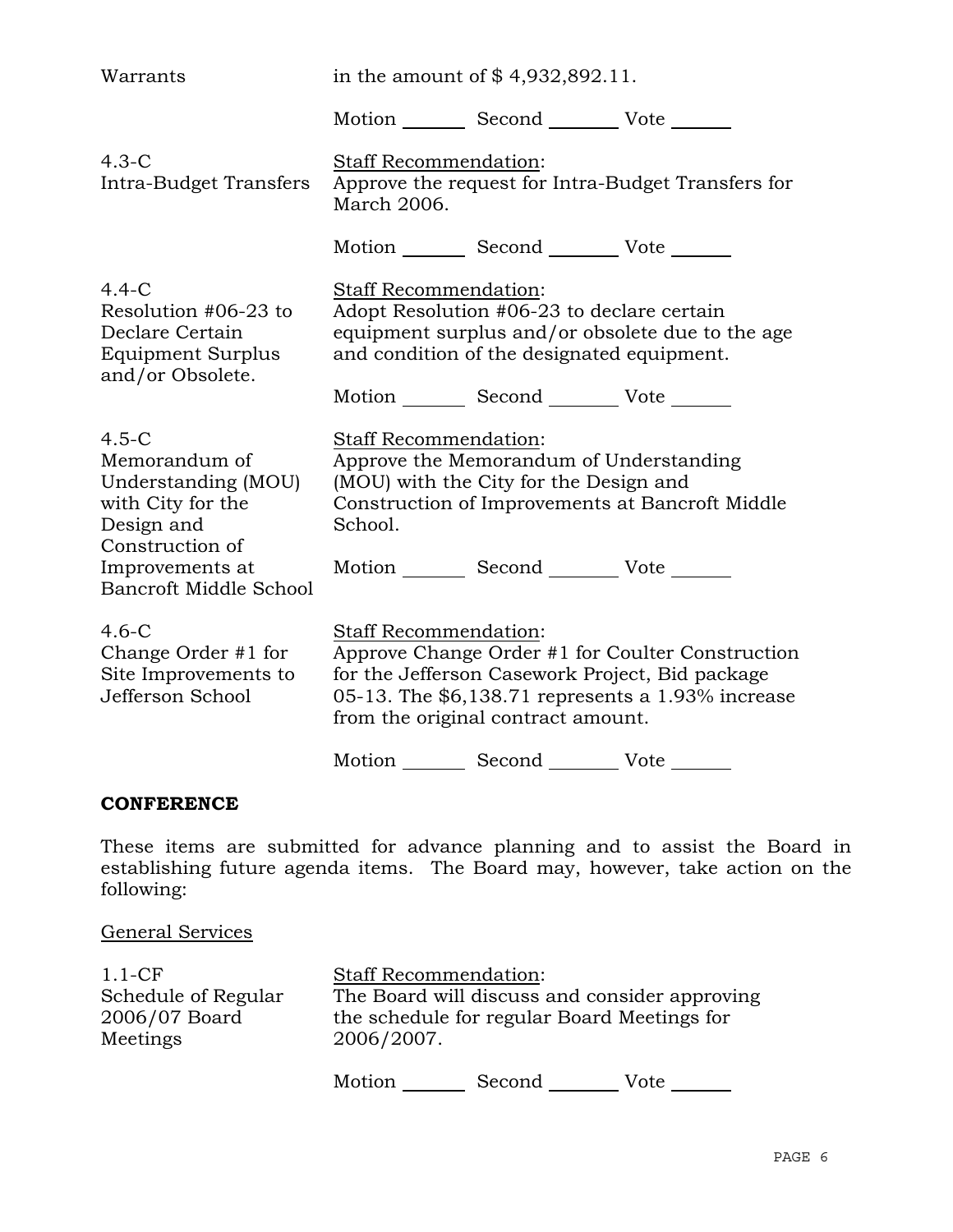| | |
|---|---|
| Warrants | in the amount of $ 4,932,892.11. |
| | Motion _______ Second _______ Vote ______ |
| 4.3-C Intra-Budget Transfers | Staff Recommendation: Approve the request for Intra-Budget Transfers for March 2006. |
| | Motion _______ Second _______ Vote ______ |
| 4.4-C Resolution #06-23 to Declare Certain Equipment Surplus and/or Obsolete. | Staff Recommendation: Adopt Resolution #06-23 to declare certain equipment surplus and/or obsolete due to the age and condition of the designated equipment. |
| | Motion _______ Second _______ Vote ______ |
| 4.5-C Memorandum of Understanding (MOU) with City for the Design and Construction of Improvements at Bancroft Middle School | Staff Recommendation: Approve the Memorandum of Understanding (MOU) with the City for the Design and Construction of Improvements at Bancroft Middle School. |
| | Motion _______ Second _______ Vote ______ |
| 4.6-C Change Order #1 for Site Improvements to Jefferson School | Staff Recommendation: Approve Change Order #1 for Coulter Construction for the Jefferson Casework Project, Bid package 05-13. The $6,138.71 represents a 1.93% increase from the original contract amount. |
| | Motion _______ Second _______ Vote ______ |

**CONFERENCE**

These items are submitted for advance planning and to assist the Board in establishing future agenda items. The Board may, however, take action on the following:

General Services

| | |
|---|---|
| 1.1-CF Schedule of Regular 2006/07 Board Meetings | Staff Recommendation: The Board will discuss and consider approving the schedule for regular Board Meetings for 2006/2007. |
| | Motion _______ Second _______ Vote ______ |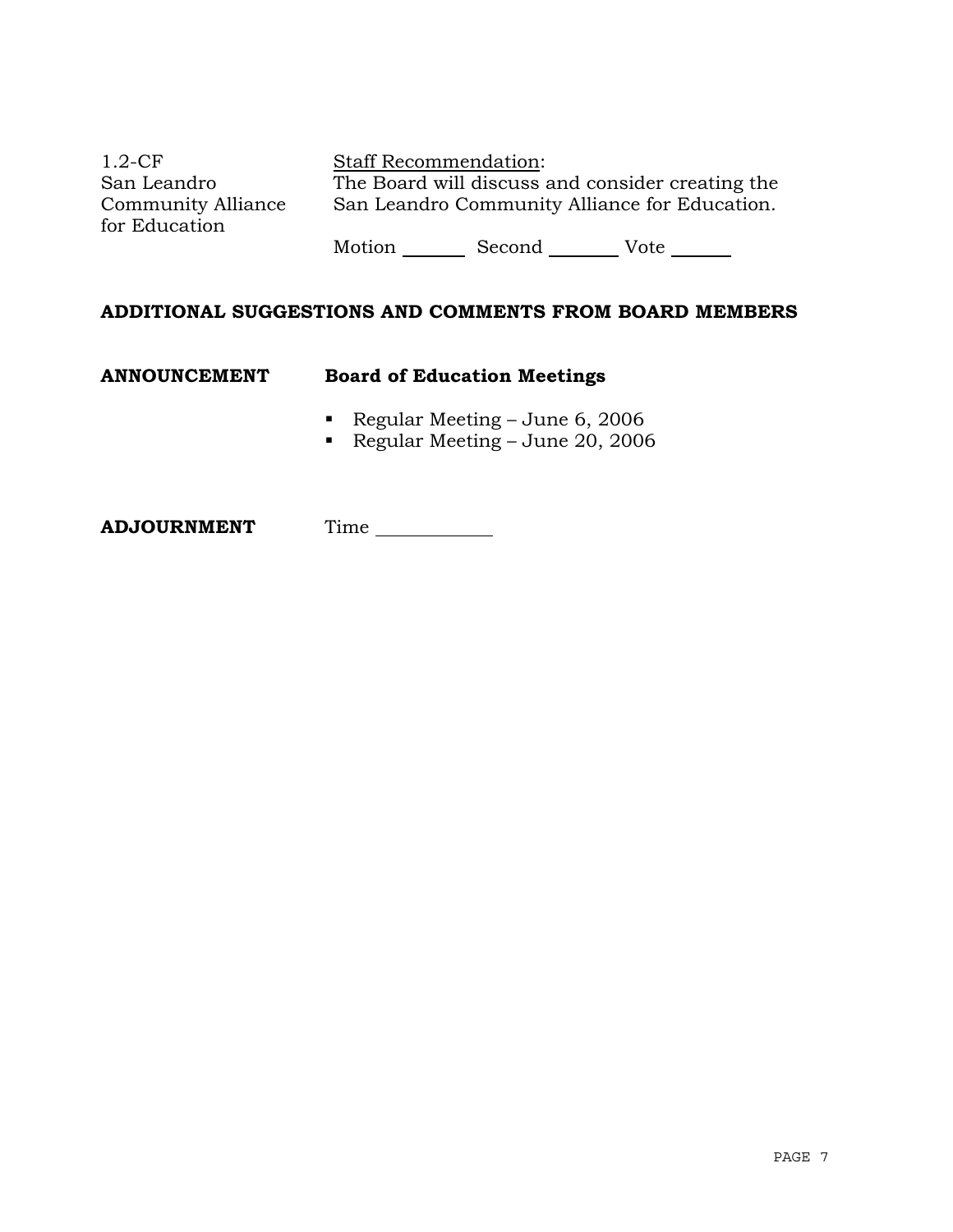1.2-CF
San Leandro
Community Alliance
for Education

Staff Recommendation:
The Board will discuss and consider creating the San Leandro Community Alliance for Education.

Motion _______ Second _______ Vote _______

**ADDITIONAL SUGGESTIONS AND COMMENTS FROM BOARD MEMBERS**

**ANNOUNCEMENT** **Board of Education Meetings**

- Regular Meeting – June 6, 2006
- Regular Meeting – June 20, 2006

**ADJOURNMENT** Time ____________